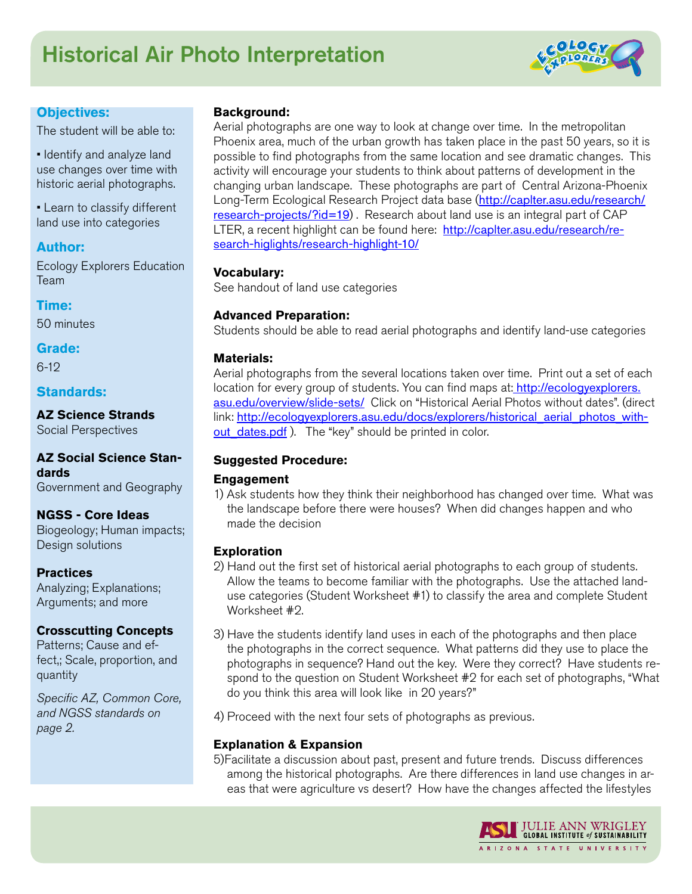# Historical Air Photo Interpretation

## Objectives:

The student will be able to:

- Identify and analyze land use changes over time with historic aerial photographs.
- Learn to classify different land use into categories

## Author:

Ecology Explorers Education Team

## Time:

50 minutes

## Grade:

6-12

## Standards:

**AZ Science Strands**
Social Perspectives

**AZ Social Science Standards**
Government and Geography

**NGSS - Core Ideas**
Biogeology; Human impacts; Design solutions

**Practices**
Analyzing; Explanations; Arguments; and more

**Crosscutting Concepts**
Patterns; Cause and effect,; Scale, proportion, and quantity

*Specific AZ, Common Core, and NGSS standards on page 2.*

**Background:**
Aerial photographs are one way to look at change over time. In the metropolitan Phoenix area, much of the urban growth has taken place in the past 50 years, so it is possible to find photographs from the same location and see dramatic changes. This activity will encourage your students to think about patterns of development in the changing urban landscape. These photographs are part of Central Arizona-Phoenix Long-Term Ecological Research Project data base (http://caplter.asu.edu/research/research-projects/?id=19) . Research about land use is an integral part of CAP LTER, a recent highlight can be found here: http://caplter.asu.edu/research/research-higlights/research-highlight-10/

**Vocabulary:**
See handout of land use categories

**Advanced Preparation:**
Students should be able to read aerial photographs and identify land-use categories

**Materials:**
Aerial photographs from the several locations taken over time. Print out a set of each location for every group of students. You can find maps at: http://ecologyexplorers.asu.edu/overview/slide-sets/ Click on "Historical Aerial Photos without dates". (direct link: http://ecologyexplorers.asu.edu/docs/explorers/historical_aerial_photos_without_dates.pdf ). The "key" should be printed in color.

**Suggested Procedure:**

**Engagement**

1) Ask students how they think their neighborhood has changed over time. What was the landscape before there were houses? When did changes happen and who made the decision

**Exploration**

2) Hand out the first set of historical aerial photographs to each group of students. Allow the teams to become familiar with the photographs. Use the attached land-use categories (Student Worksheet #1) to classify the area and complete Student Worksheet #2.

3) Have the students identify land uses in each of the photographs and then place the photographs in the correct sequence. What patterns did they use to place the photographs in sequence? Hand out the key. Were they correct? Have students respond to the question on Student Worksheet #2 for each set of photographs, "What do you think this area will look like in 20 years?"

4) Proceed with the next four sets of photographs as previous.

**Explanation & Expansion**

5) Facilitate a discussion about past, present and future trends. Discuss differences among the historical photographs. Are there differences in land use changes in areas that were agriculture vs desert? How have the changes affected the lifestyles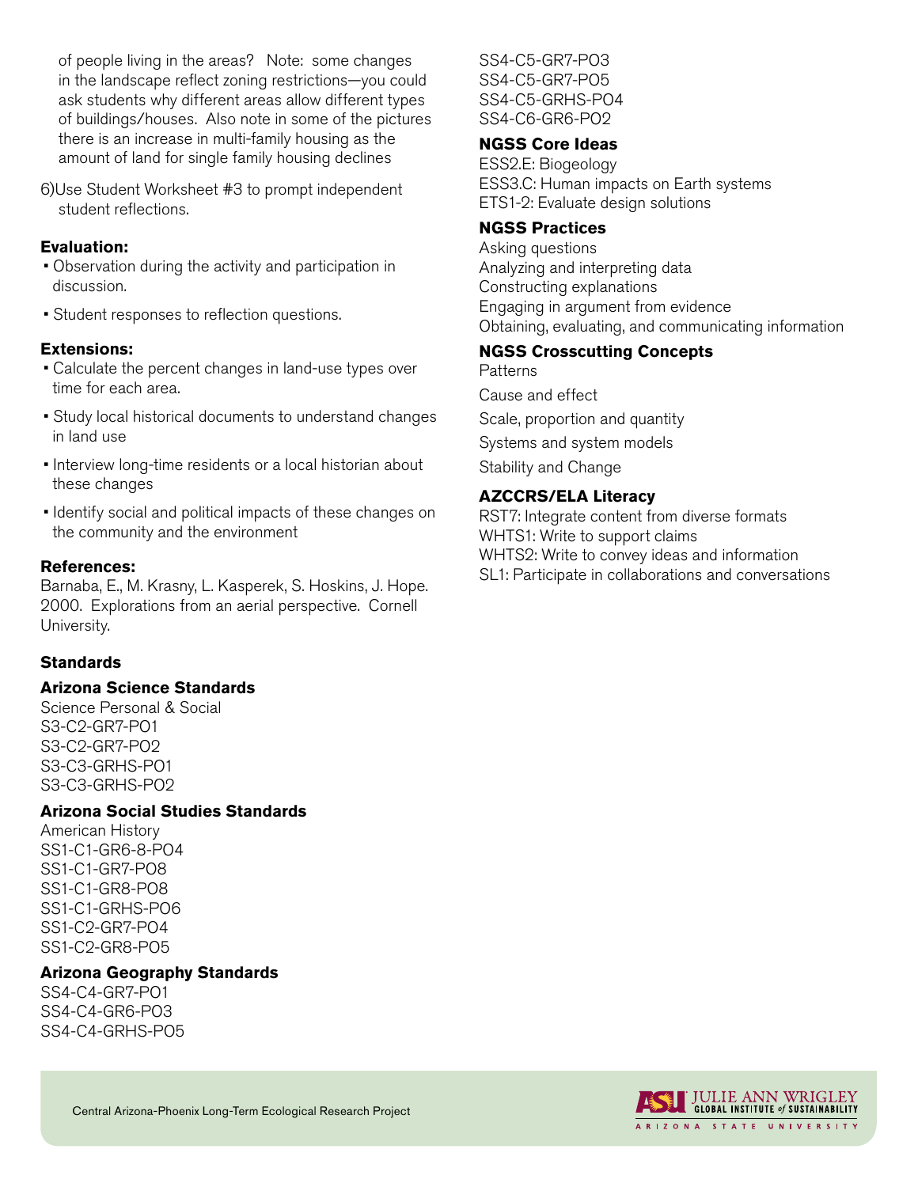of people living in the areas? Note: some changes in the landscape reflect zoning restrictions—you could ask students why different areas allow different types of buildings/houses. Also note in some of the pictures there is an increase in multi-family housing as the amount of land for single family housing declines

6) Use Student Worksheet #3 to prompt independent student reflections.

**Evaluation:**

- Observation during the activity and participation in discussion.
- Student responses to reflection questions.

**Extensions:**

- Calculate the percent changes in land-use types over time for each area.
- Study local historical documents to understand changes in land use
- Interview long-time residents or a local historian about these changes
- Identify social and political impacts of these changes on the community and the environment

**References:**

Barnaba, E., M. Krasny, L. Kasperek, S. Hoskins, J. Hope. 2000. Explorations from an aerial perspective. Cornell University.

## Standards

### Arizona Science Standards

Science Personal & Social
S3-C2-GR7-PO1
S3-C2-GR7-PO2
S3-C3-GRHS-PO1
S3-C3-GRHS-PO2

### Arizona Social Studies Standards

American History
SS1-C1-GR6-8-PO4
SS1-C1-GR7-PO8
SS1-C1-GR8-PO8
SS1-C1-GRHS-PO6
SS1-C2-GR7-PO4
SS1-C2-GR8-PO5

### Arizona Geography Standards

SS4-C4-GR7-PO1
SS4-C4-GR6-PO3
SS4-C4-GRHS-PO5
SS4-C5-GR7-PO3
SS4-C5-GR7-PO5
SS4-C5-GRHS-PO4
SS4-C6-GR6-PO2

### NGSS Core Ideas

ESS2.E: Biogeology
ESS3.C: Human impacts on Earth systems
ETS1-2: Evaluate design solutions

### NGSS Practices

Asking questions
Analyzing and interpreting data
Constructing explanations
Engaging in argument from evidence
Obtaining, evaluating, and communicating information

### NGSS Crosscutting Concepts

Patterns
Cause and effect
Scale, proportion and quantity
Systems and system models
Stability and Change

### AZCCRS/ELA Literacy

RST7: Integrate content from diverse formats
WHTS1: Write to support claims
WHTS2: Write to convey ideas and information
SL1: Participate in collaborations and conversations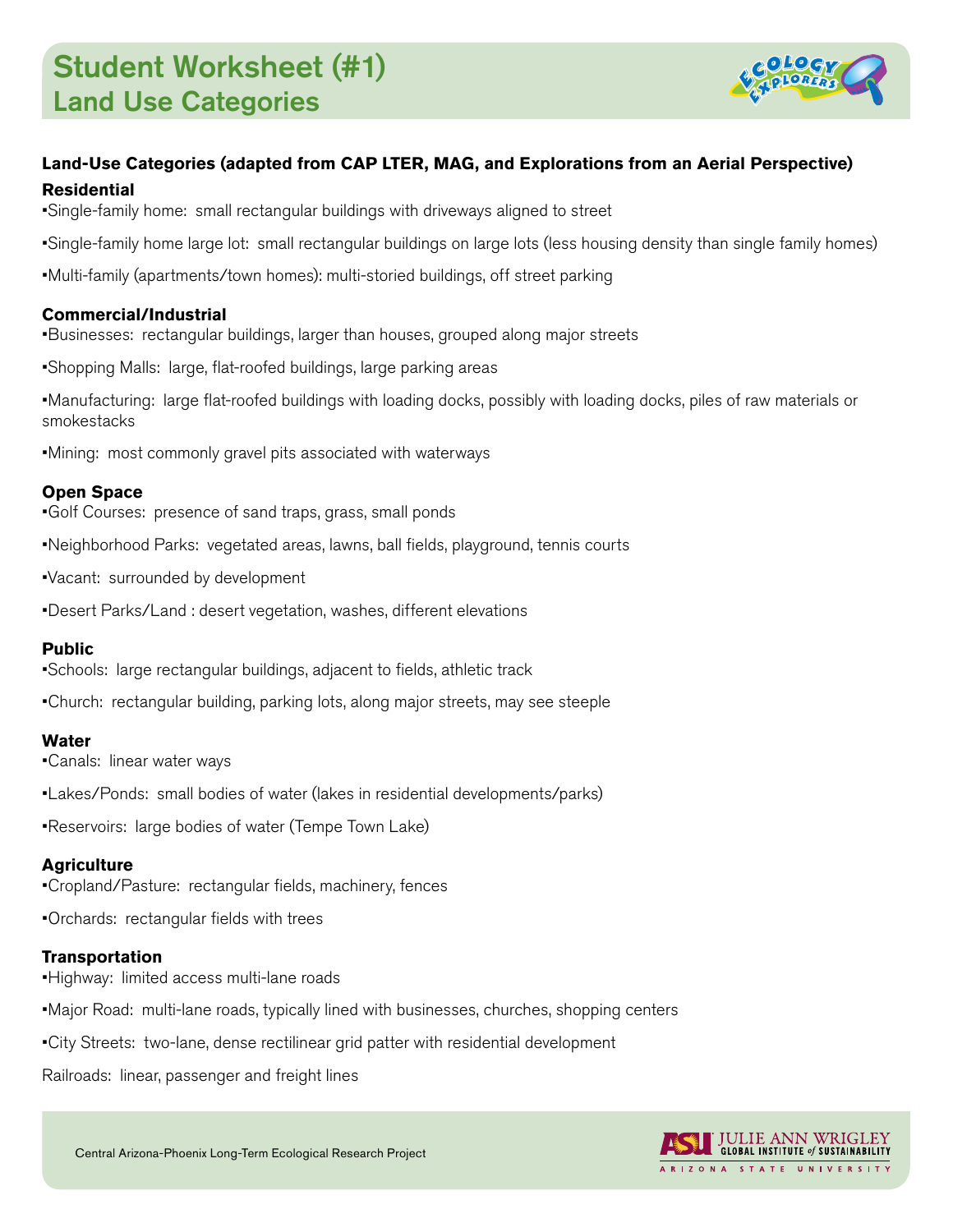# Student Worksheet (#1)
## Land Use Categories

**Land-Use Categories (adapted from CAP LTER, MAG, and Explorations from an Aerial Perspective)**

### Residential

▪Single-family home: small rectangular buildings with driveways aligned to street

▪Single-family home large lot: small rectangular buildings on large lots (less housing density than single family homes)

▪Multi-family (apartments/town homes): multi-storied buildings, off street parking

### Commercial/Industrial

▪Businesses: rectangular buildings, larger than houses, grouped along major streets

▪Shopping Malls: large, flat-roofed buildings, large parking areas

▪Manufacturing: large flat-roofed buildings with loading docks, possibly with loading docks, piles of raw materials or smokestacks

▪Mining: most commonly gravel pits associated with waterways

### Open Space

▪Golf Courses: presence of sand traps, grass, small ponds

▪Neighborhood Parks: vegetated areas, lawns, ball fields, playground, tennis courts

▪Vacant: surrounded by development

▪Desert Parks/Land : desert vegetation, washes, different elevations

### Public

▪Schools: large rectangular buildings, adjacent to fields, athletic track

▪Church: rectangular building, parking lots, along major streets, may see steeple

### Water

▪Canals: linear water ways

▪Lakes/Ponds: small bodies of water (lakes in residential developments/parks)

▪Reservoirs: large bodies of water (Tempe Town Lake)

### Agriculture

▪Cropland/Pasture: rectangular fields, machinery, fences

▪Orchards: rectangular fields with trees

### Transportation

▪Highway: limited access multi-lane roads

▪Major Road: multi-lane roads, typically lined with businesses, churches, shopping centers

▪City Streets: two-lane, dense rectilinear grid patter with residential development

Railroads: linear, passenger and freight lines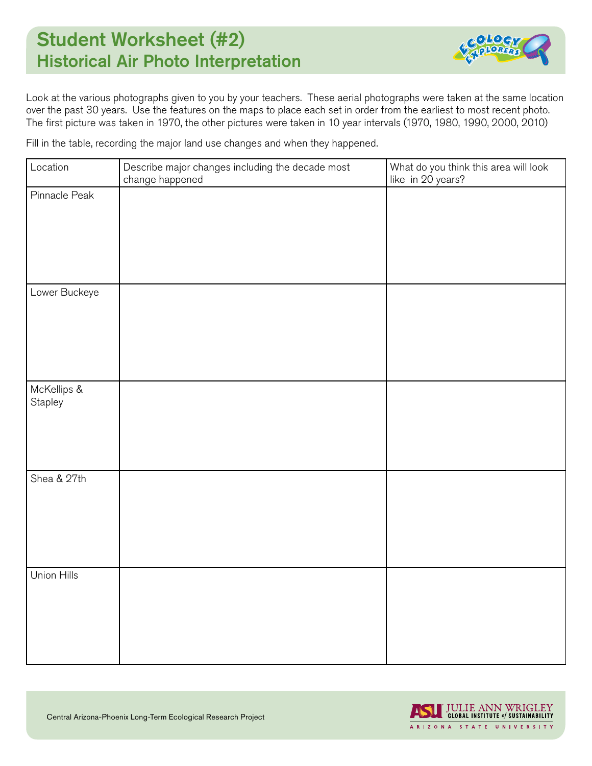# Student Worksheet (#2)
## Historical Air Photo Interpretation

Look at the various photographs given to you by your teachers. These aerial photographs were taken at the same location over the past 30 years. Use the features on the maps to place each set in order from the earliest to most recent photo. The first picture was taken in 1970, the other pictures were taken in 10 year intervals (1970, 1980, 1990, 2000, 2010)

Fill in the table, recording the major land use changes and when they happened.

| Location | Describe major changes including the decade most change happened | What do you think this area will look like in 20 years? |
|---|---|---|
| Pinnacle Peak | | |
| Lower Buckeye | | |
| McKellips & Stapley | | |
| Shea & 27th | | |
| Union Hills | | |

Central Arizona-Phoenix Long-Term Ecological Research Project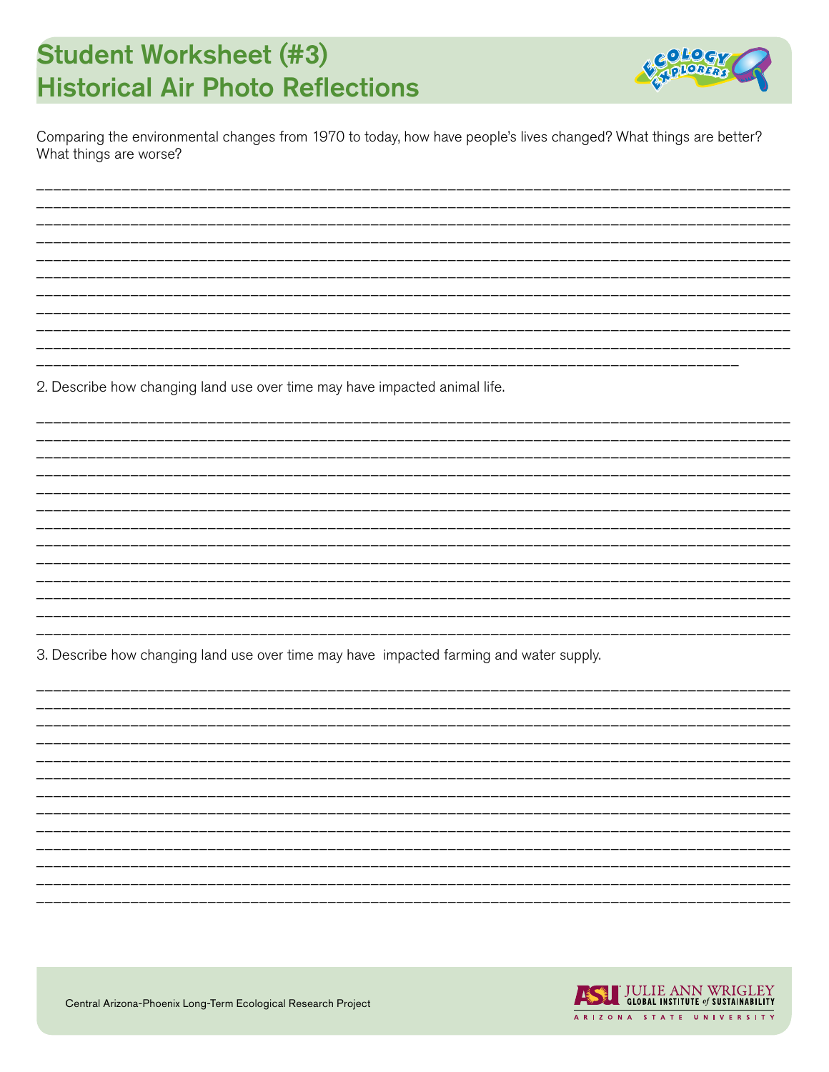# Student Worksheet (#3)
# Historical Air Photo Reflections

Comparing the environmental changes from 1970 to today, how have people's lives changed? What things are better? What things are worse?

___________________________________________________________________________________________
___________________________________________________________________________________________
___________________________________________________________________________________________
___________________________________________________________________________________________
___________________________________________________________________________________________
___________________________________________________________________________________________
___________________________________________________________________________________________
___________________________________________________________________________________________
___________________________________________________________________________________________
___________________________________________________________________________________________
___________________________________________________________________________________________

2. Describe how changing land use over time may have impacted animal life.

___________________________________________________________________________________________
___________________________________________________________________________________________
___________________________________________________________________________________________
___________________________________________________________________________________________
___________________________________________________________________________________________
___________________________________________________________________________________________
___________________________________________________________________________________________
___________________________________________________________________________________________
___________________________________________________________________________________________
___________________________________________________________________________________________
___________________________________________________________________________________________
___________________________________________________________________________________________
___________________________________________________________________________________________

3. Describe how changing land use over time may have impacted farming and water supply.

___________________________________________________________________________________________
___________________________________________________________________________________________
___________________________________________________________________________________________
___________________________________________________________________________________________
___________________________________________________________________________________________
___________________________________________________________________________________________
___________________________________________________________________________________________
___________________________________________________________________________________________
___________________________________________________________________________________________
___________________________________________________________________________________________
___________________________________________________________________________________________
___________________________________________________________________________________________
___________________________________________________________________________________________

Central Arizona-Phoenix Long-Term Ecological Research Project

ASU JULIE ANN WRIGLEY GLOBAL INSTITUTE of SUSTAINABILITY
ARIZONA STATE UNIVERSITY